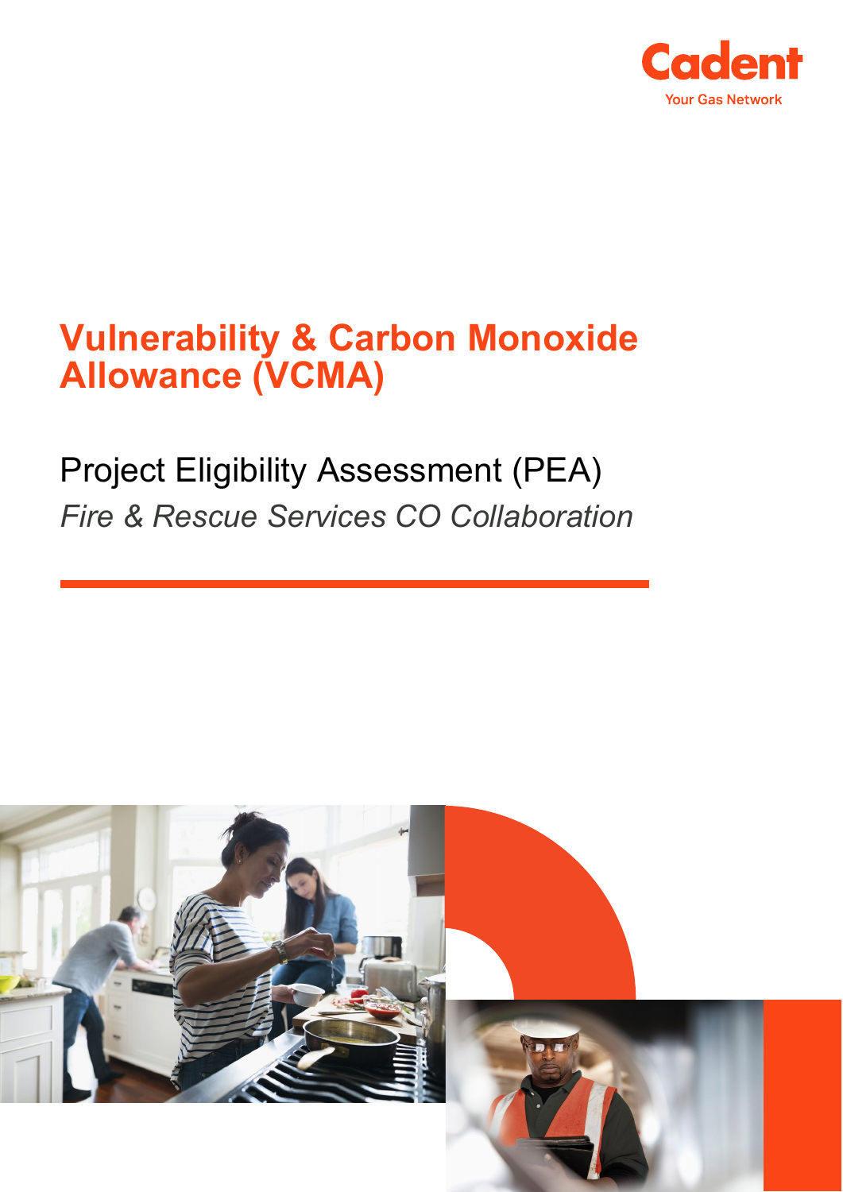Cadent

Your Gas Network

# Vulnerability & Carbon Monoxide Allowance (VCMA)

## Project Eligibility Assessment (PEA)

*Fire & Rescue Services CO Collaboration*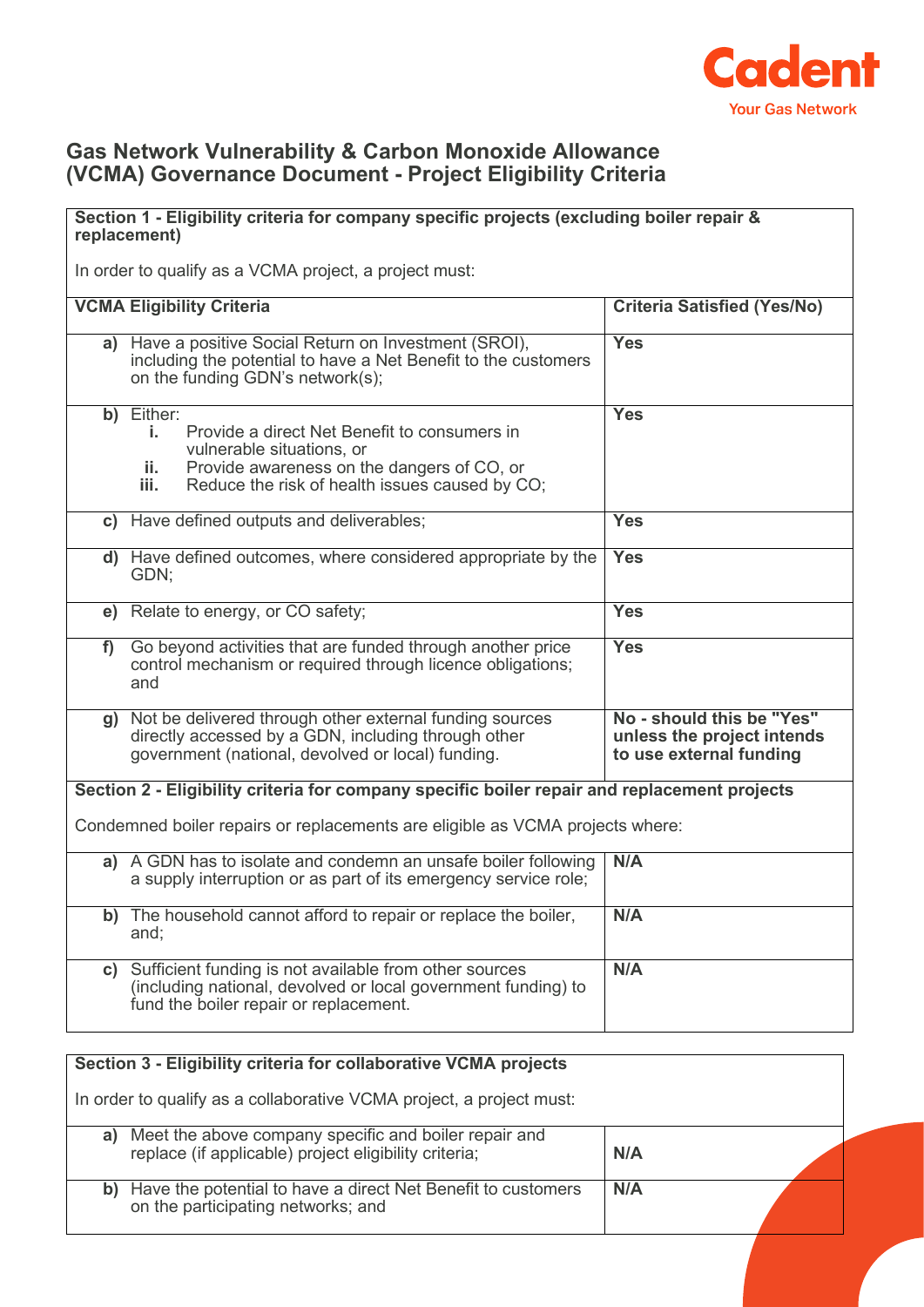## Gas Network Vulnerability & Carbon Monoxide Allowance (VCMA) Governance Document - Project Eligibility Criteria

**Section 1 - Eligibility criteria for company specific projects (excluding boiler repair & replacement)**

In order to qualify as a VCMA project, a project must:

| VCMA Eligibility Criteria | Criteria Satisfied (Yes/No) |
|---|---|
| **a)** Have a positive Social Return on Investment (SROI), including the potential to have a Net Benefit to the customers on the funding GDN's network(s); | **Yes** |
| **b)** Either: <br> **i.** Provide a direct Net Benefit to consumers in vulnerable situations, or <br> **ii.** Provide awareness on the dangers of CO, or <br> **iii.** Reduce the risk of health issues caused by CO; | **Yes** |
| **c)** Have defined outputs and deliverables; | **Yes** |
| **d)** Have defined outcomes, where considered appropriate by the GDN; | **Yes** |
| **e)** Relate to energy, or CO safety; | **Yes** |
| **f)** Go beyond activities that are funded through another price control mechanism or required through licence obligations; and | **Yes** |
| **g)** Not be delivered through other external funding sources directly accessed by a GDN, including through other government (national, devolved or local) funding. | **No - should this be "Yes" unless the project intends to use external funding** |

**Section 2 - Eligibility criteria for company specific boiler repair and replacement projects**

Condemned boiler repairs or replacements are eligible as VCMA projects where:

| Criteria | Criteria Satisfied (Yes/No) |
|---|---|
| **a)** A GDN has to isolate and condemn an unsafe boiler following a supply interruption or as part of its emergency service role; | **N/A** |
| **b)** The household cannot afford to repair or replace the boiler, and; | **N/A** |
| **c)** Sufficient funding is not available from other sources (including national, devolved or local government funding) to fund the boiler repair or replacement. | **N/A** |

**Section 3 - Eligibility criteria for collaborative VCMA projects**

In order to qualify as a collaborative VCMA project, a project must:

| Criteria | Criteria Satisfied (Yes/No) |
|---|---|
| **a)** Meet the above company specific and boiler repair and replace (if applicable) project eligibility criteria; | **N/A** |
| **b)** Have the potential to have a direct Net Benefit to customers on the participating networks; and | **N/A** |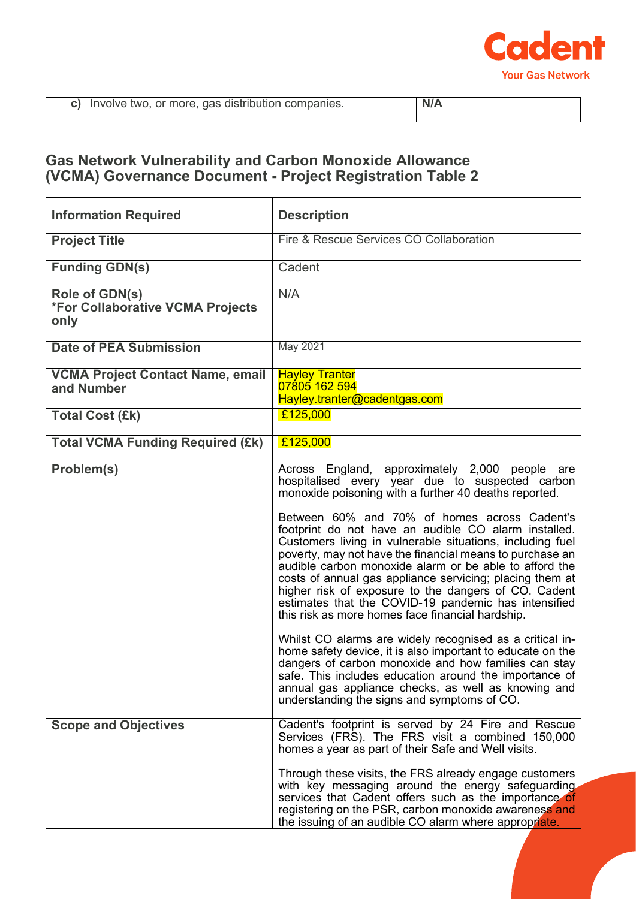| c) Involve two, or more, gas distribution companies. | N/A |
|---|---|

## Gas Network Vulnerability and Carbon Monoxide Allowance (VCMA) Governance Document - Project Registration Table 2

| Information Required | Description |
|---|---|
| **Project Title** | Fire & Rescue Services CO Collaboration |
| **Funding GDN(s)** | Cadent |
| **Role of GDN(s)** *For Collaborative VCMA Projects only | N/A |
| **Date of PEA Submission** | May 2021 |
| **VCMA Project Contact Name, email and Number** | Hayley Tranter<br>07805 162 594<br>Hayley.tranter@cadentgas.com |
| **Total Cost (£k)** | £125,000 |
| **Total VCMA Funding Required (£k)** | £125,000 |
| **Problem(s)** | Across England, approximately 2,000 people are hospitalised every year due to suspected carbon monoxide poisoning with a further 40 deaths reported.<br><br>Between 60% and 70% of homes across Cadent's footprint do not have an audible CO alarm installed. Customers living in vulnerable situations, including fuel poverty, may not have the financial means to purchase an audible carbon monoxide alarm or be able to afford the costs of annual gas appliance servicing; placing them at higher risk of exposure to the dangers of CO. Cadent estimates that the COVID-19 pandemic has intensified this risk as more homes face financial hardship.<br><br>Whilst CO alarms are widely recognised as a critical in-home safety device, it is also important to educate on the dangers of carbon monoxide and how families can stay safe. This includes education around the importance of annual gas appliance checks, as well as knowing and understanding the signs and symptoms of CO. |
| **Scope and Objectives** | Cadent's footprint is served by 24 Fire and Rescue Services (FRS). The FRS visit a combined 150,000 homes a year as part of their Safe and Well visits.<br><br>Through these visits, the FRS already engage customers with key messaging around the energy safeguarding services that Cadent offers such as the importance of registering on the PSR, carbon monoxide awareness and the issuing of an audible CO alarm where appropriate. |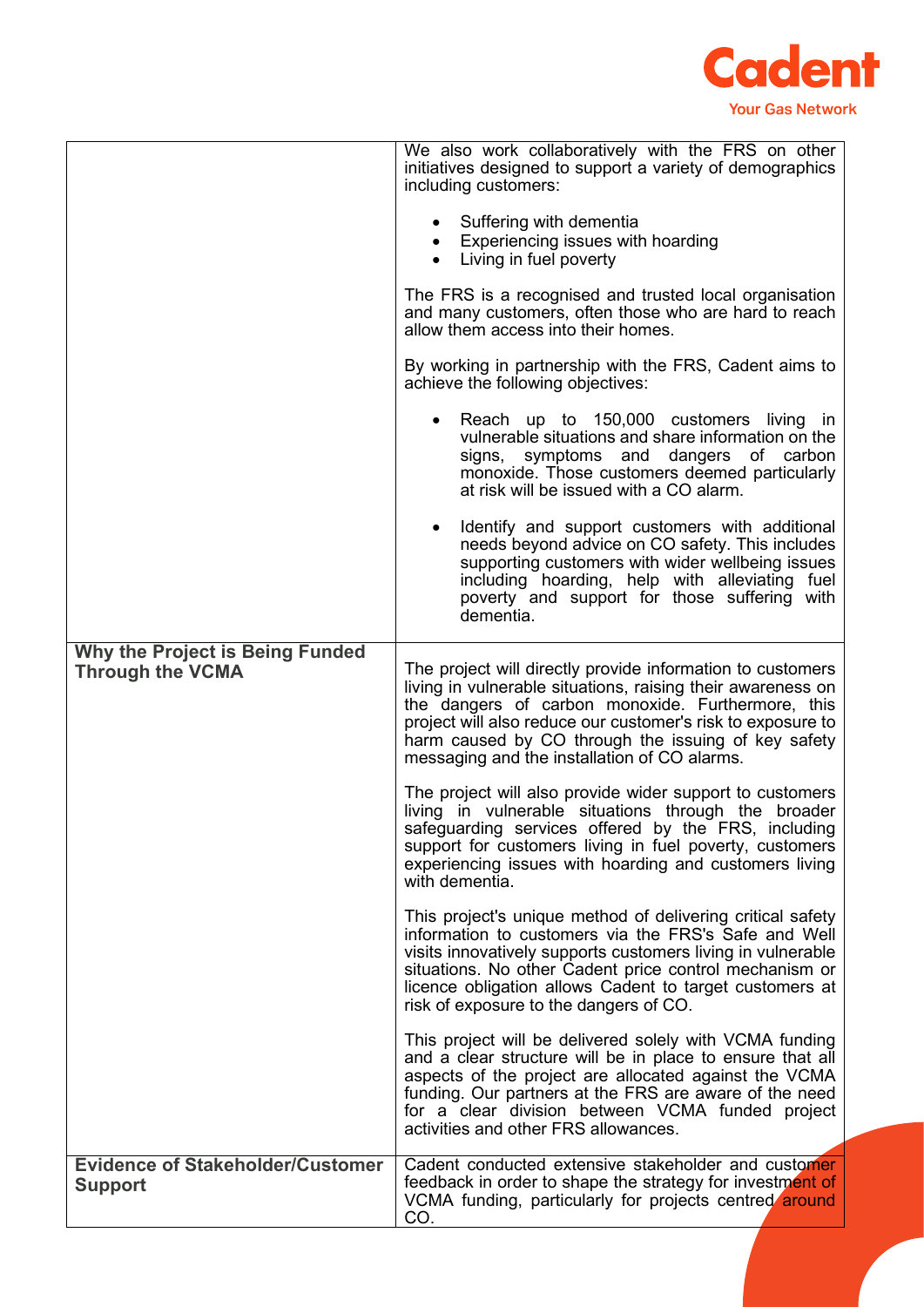| | |
|---|---|
| | We also work collaboratively with the FRS on other initiatives designed to support a variety of demographics including customers:<br><br>• Suffering with dementia<br>• Experiencing issues with hoarding<br>• Living in fuel poverty<br><br>The FRS is a recognised and trusted local organisation and many customers, often those who are hard to reach allow them access into their homes.<br><br>By working in partnership with the FRS, Cadent aims to achieve the following objectives:<br><br>• Reach up to 150,000 customers living in vulnerable situations and share information on the signs, symptoms and dangers of carbon monoxide. Those customers deemed particularly at risk will be issued with a CO alarm.<br><br>• Identify and support customers with additional needs beyond advice on CO safety. This includes supporting customers with wider wellbeing issues including hoarding, help with alleviating fuel poverty and support for those suffering with dementia. |
| **Why the Project is Being Funded Through the VCMA** | The project will directly provide information to customers living in vulnerable situations, raising their awareness on the dangers of carbon monoxide. Furthermore, this project will also reduce our customer's risk to exposure to harm caused by CO through the issuing of key safety messaging and the installation of CO alarms.<br><br>The project will also provide wider support to customers living in vulnerable situations through the broader safeguarding services offered by the FRS, including support for customers living in fuel poverty, customers experiencing issues with hoarding and customers living with dementia.<br><br>This project's unique method of delivering critical safety information to customers via the FRS's Safe and Well visits innovatively supports customers living in vulnerable situations. No other Cadent price control mechanism or licence obligation allows Cadent to target customers at risk of exposure to the dangers of CO.<br><br>This project will be delivered solely with VCMA funding and a clear structure will be in place to ensure that all aspects of the project are allocated against the VCMA funding. Our partners at the FRS are aware of the need for a clear division between VCMA funded project activities and other FRS allowances. |
| **Evidence of Stakeholder/Customer Support** | Cadent conducted extensive stakeholder and customer feedback in order to shape the strategy for investment of VCMA funding, particularly for projects centred around CO. |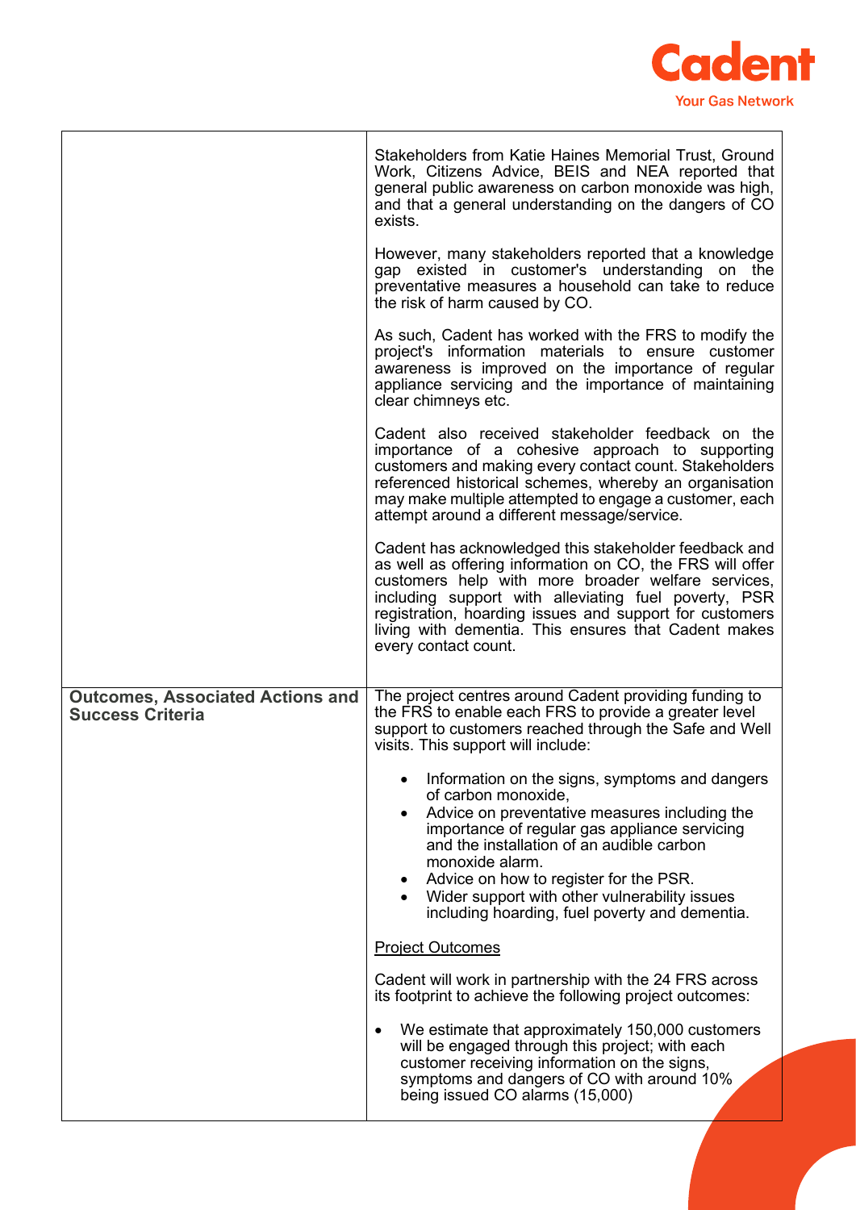| | |
|---|---|
| | Stakeholders from Katie Haines Memorial Trust, Ground Work, Citizens Advice, BEIS and NEA reported that general public awareness on carbon monoxide was high, and that a general understanding on the dangers of CO exists.<br><br>However, many stakeholders reported that a knowledge gap existed in customer's understanding on the preventative measures a household can take to reduce the risk of harm caused by CO.<br><br>As such, Cadent has worked with the FRS to modify the project's information materials to ensure customer awareness is improved on the importance of regular appliance servicing and the importance of maintaining clear chimneys etc.<br><br>Cadent also received stakeholder feedback on the importance of a cohesive approach to supporting customers and making every contact count. Stakeholders referenced historical schemes, whereby an organisation may make multiple attempted to engage a customer, each attempt around a different message/service.<br><br>Cadent has acknowledged this stakeholder feedback and as well as offering information on CO, the FRS will offer customers help with more broader welfare services, including support with alleviating fuel poverty, PSR registration, hoarding issues and support for customers living with dementia. This ensures that Cadent makes every contact count. |
| **Outcomes, Associated Actions and Success Criteria** | The project centres around Cadent providing funding to the FRS to enable each FRS to provide a greater level support to customers reached through the Safe and Well visits. This support will include:<br><br>• Information on the signs, symptoms and dangers of carbon monoxide,<br>• Advice on preventative measures including the importance of regular gas appliance servicing and the installation of an audible carbon monoxide alarm.<br>• Advice on how to register for the PSR.<br>• Wider support with other vulnerability issues including hoarding, fuel poverty and dementia.<br><br><u>Project Outcomes</u><br><br>Cadent will work in partnership with the 24 FRS across its footprint to achieve the following project outcomes:<br><br>• We estimate that approximately 150,000 customers will be engaged through this project; with each customer receiving information on the signs, symptoms and dangers of CO with around 10% being issued CO alarms (15,000) |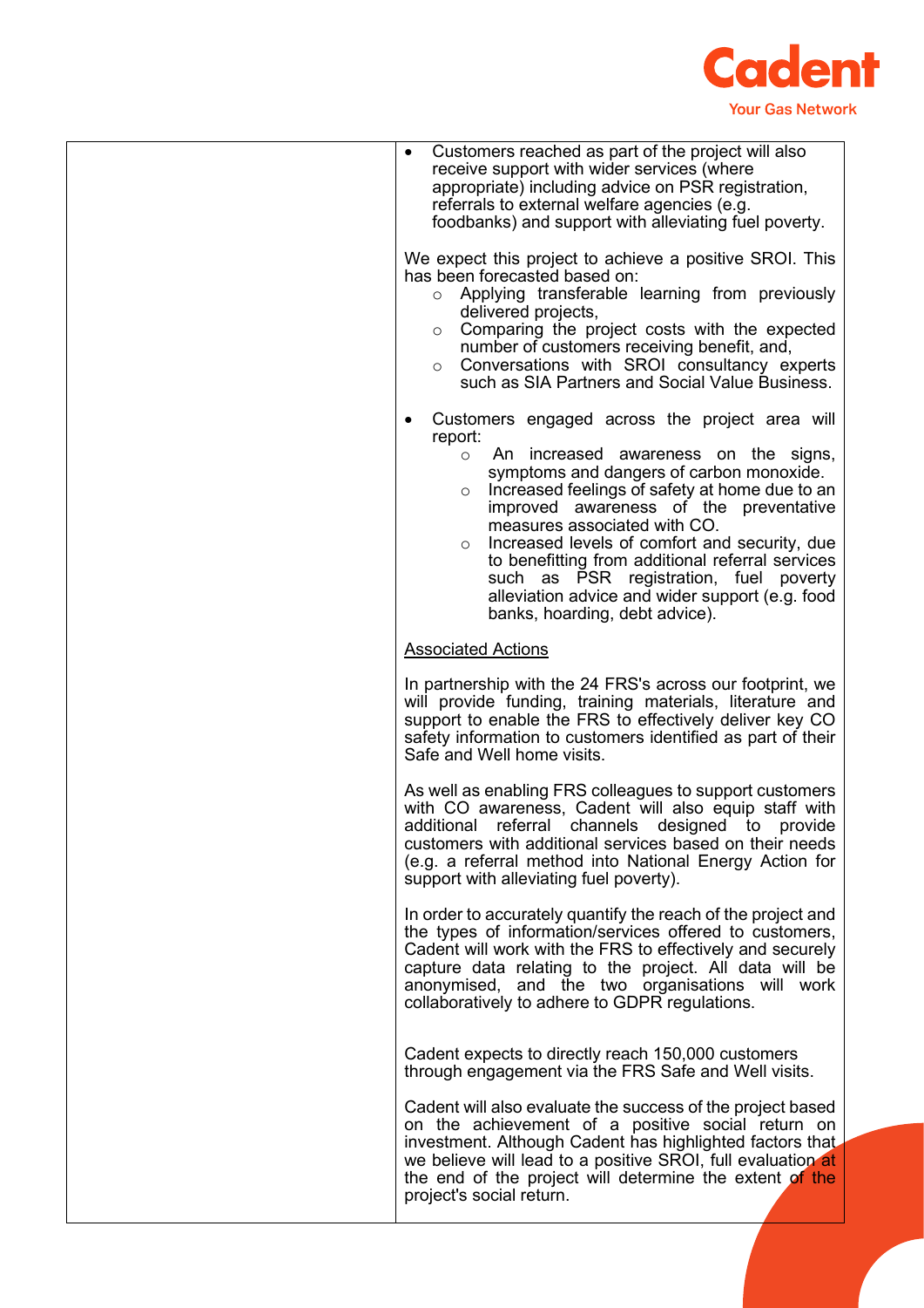| | |
|---|---|
| | • Customers reached as part of the project will also receive support with wider services (where appropriate) including advice on PSR registration, referrals to external welfare agencies (e.g. foodbanks) and support with alleviating fuel poverty.<br><br>We expect this project to achieve a positive SROI. This has been forecasted based on:<br>○ Applying transferable learning from previously delivered projects,<br>○ Comparing the project costs with the expected number of customers receiving benefit, and,<br>○ Conversations with SROI consultancy experts such as SIA Partners and Social Value Business.<br><br>• Customers engaged across the project area will report:<br>○ An increased awareness on the signs, symptoms and dangers of carbon monoxide.<br>○ Increased feelings of safety at home due to an improved awareness of the preventative measures associated with CO.<br>○ Increased levels of comfort and security, due to benefitting from additional referral services such as PSR registration, fuel poverty alleviation advice and wider support (e.g. food banks, hoarding, debt advice).<br><br><u>Associated Actions</u><br><br>In partnership with the 24 FRS's across our footprint, we will provide funding, training materials, literature and support to enable the FRS to effectively deliver key CO safety information to customers identified as part of their Safe and Well home visits.<br><br>As well as enabling FRS colleagues to support customers with CO awareness, Cadent will also equip staff with additional referral channels designed to provide customers with additional services based on their needs (e.g. a referral method into National Energy Action for support with alleviating fuel poverty).<br><br>In order to accurately quantify the reach of the project and the types of information/services offered to customers, Cadent will work with the FRS to effectively and securely capture data relating to the project. All data will be anonymised, and the two organisations will work collaboratively to adhere to GDPR regulations.<br><br>Cadent expects to directly reach 150,000 customers through engagement via the FRS Safe and Well visits.<br><br>Cadent will also evaluate the success of the project based on the achievement of a positive social return on investment. Although Cadent has highlighted factors that we believe will lead to a positive SROI, full evaluation at the end of the project will determine the extent of the project's social return. |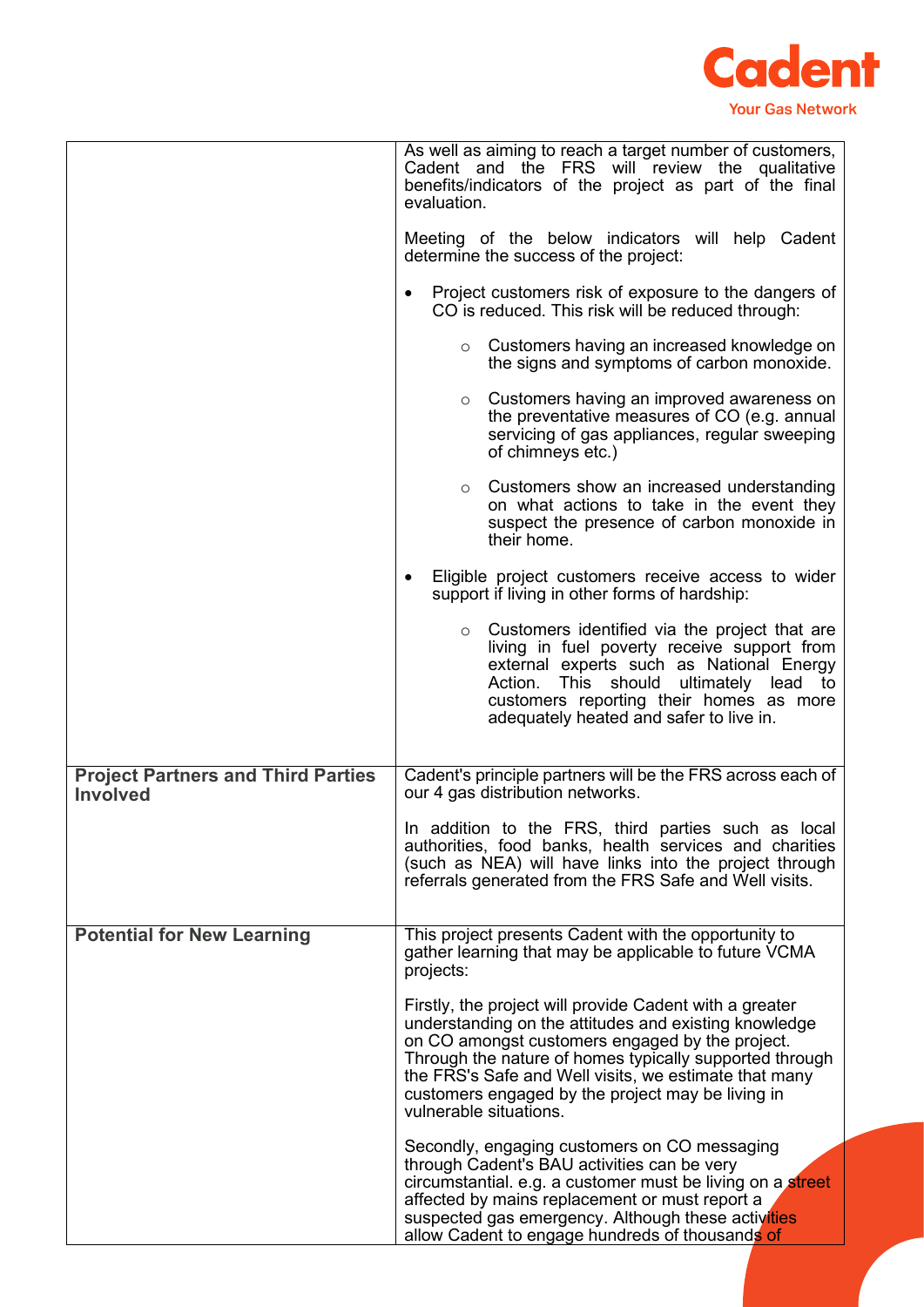| | |
|---|---|
| | As well as aiming to reach a target number of customers, Cadent and the FRS will review the qualitative benefits/indicators of the project as part of the final evaluation.<br><br>Meeting of the below indicators will help Cadent determine the success of the project:<br><br>• Project customers risk of exposure to the dangers of CO is reduced. This risk will be reduced through:<br>  ○ Customers having an increased knowledge on the signs and symptoms of carbon monoxide.<br>  ○ Customers having an improved awareness on the preventative measures of CO (e.g. annual servicing of gas appliances, regular sweeping of chimneys etc.)<br>  ○ Customers show an increased understanding on what actions to take in the event they suspect the presence of carbon monoxide in their home.<br><br>• Eligible project customers receive access to wider support if living in other forms of hardship:<br>  ○ Customers identified via the project that are living in fuel poverty receive support from external experts such as National Energy Action. This should ultimately lead to customers reporting their homes as more adequately heated and safer to live in. |
| **Project Partners and Third Parties Involved** | Cadent's principle partners will be the FRS across each of our 4 gas distribution networks.<br><br>In addition to the FRS, third parties such as local authorities, food banks, health services and charities (such as NEA) will have links into the project through referrals generated from the FRS Safe and Well visits. |
| **Potential for New Learning** | This project presents Cadent with the opportunity to gather learning that may be applicable to future VCMA projects:<br><br>Firstly, the project will provide Cadent with a greater understanding on the attitudes and existing knowledge on CO amongst customers engaged by the project. Through the nature of homes typically supported through the FRS's Safe and Well visits, we estimate that many customers engaged by the project may be living in vulnerable situations.<br><br>Secondly, engaging customers on CO messaging through Cadent's BAU activities can be very circumstantial. e.g. a customer must be living on a street affected by mains replacement or must report a suspected gas emergency. Although these activities allow Cadent to engage hundreds of thousands of |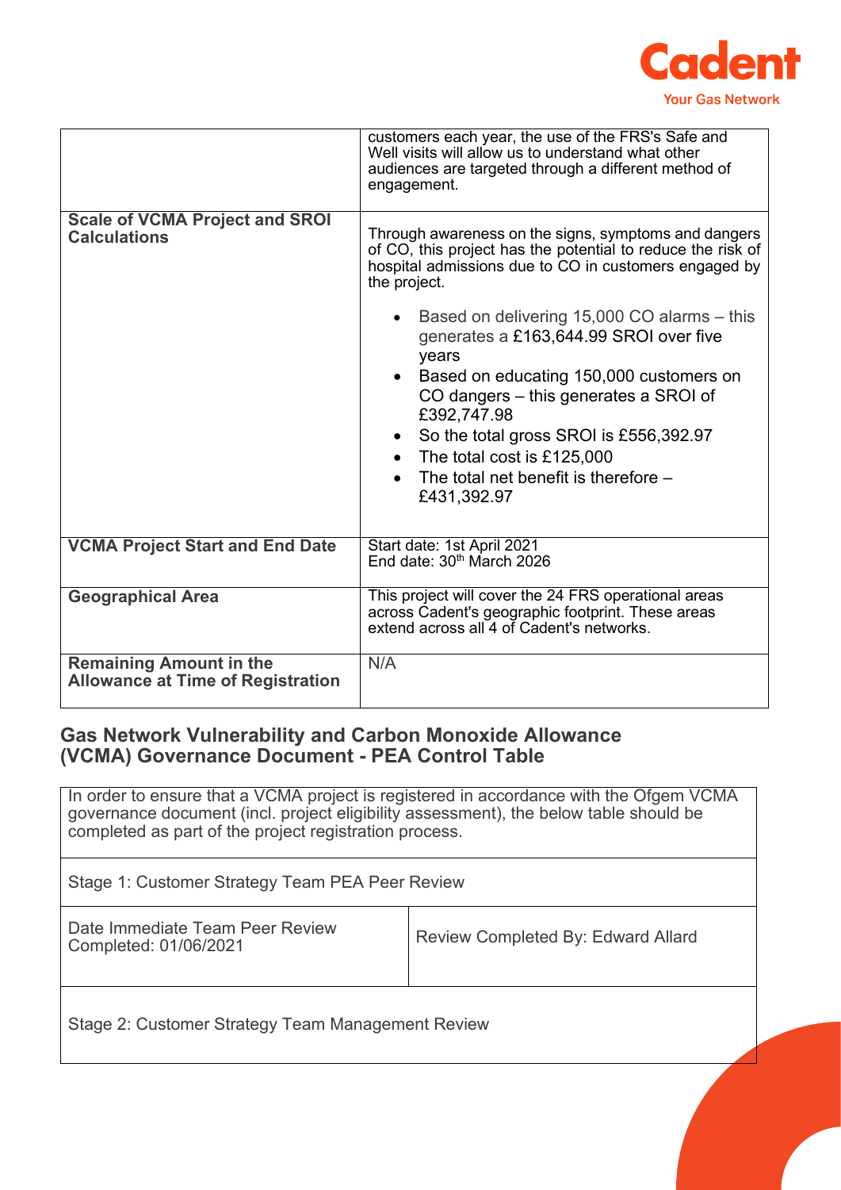| | |
|---|---|
| | customers each year, the use of the FRS's Safe and Well visits will allow us to understand what other audiences are targeted through a different method of engagement. |
| **Scale of VCMA Project and SROI Calculations** | Through awareness on the signs, symptoms and dangers of CO, this project has the potential to reduce the risk of hospital admissions due to CO in customers engaged by the project.<br><br>• Based on delivering 15,000 CO alarms – this generates a £163,644.99 SROI over five years<br>• Based on educating 150,000 customers on CO dangers – this generates a SROI of £392,747.98<br>• So the total gross SROI is £556,392.97<br>• The total cost is £125,000<br>• The total net benefit is therefore – £431,392.97 |
| **VCMA Project Start and End Date** | Start date: 1st April 2021<br>End date: 30th March 2026 |
| **Geographical Area** | This project will cover the 24 FRS operational areas across Cadent's geographic footprint. These areas extend across all 4 of Cadent's networks. |
| **Remaining Amount in the Allowance at Time of Registration** | N/A |

## Gas Network Vulnerability and Carbon Monoxide Allowance (VCMA) Governance Document - PEA Control Table

| | |
|---|---|
| In order to ensure that a VCMA project is registered in accordance with the Ofgem VCMA governance document (incl. project eligibility assessment), the below table should be completed as part of the project registration process. | |
| Stage 1: Customer Strategy Team PEA Peer Review | |
| Date Immediate Team Peer Review Completed: 01/06/2021 | Review Completed By: Edward Allard |
| Stage 2: Customer Strategy Team Management Review | |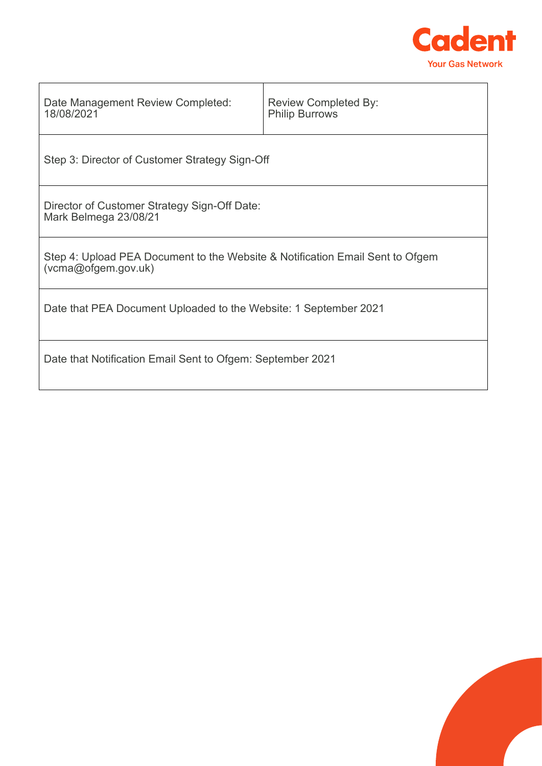| | |
|---|---|
| Date Management Review Completed:<br>18/08/2021 | Review Completed By:<br>Philip Burrows |
| Step 3: Director of Customer Strategy Sign-Off | |
| Director of Customer Strategy Sign-Off Date:<br>Mark Belmega 23/08/21 | |
| Step 4: Upload PEA Document to the Website & Notification Email Sent to Ofgem (vcma@ofgem.gov.uk) | |
| Date that PEA Document Uploaded to the Website: 1 September 2021 | |
| Date that Notification Email Sent to Ofgem: September 2021 | |